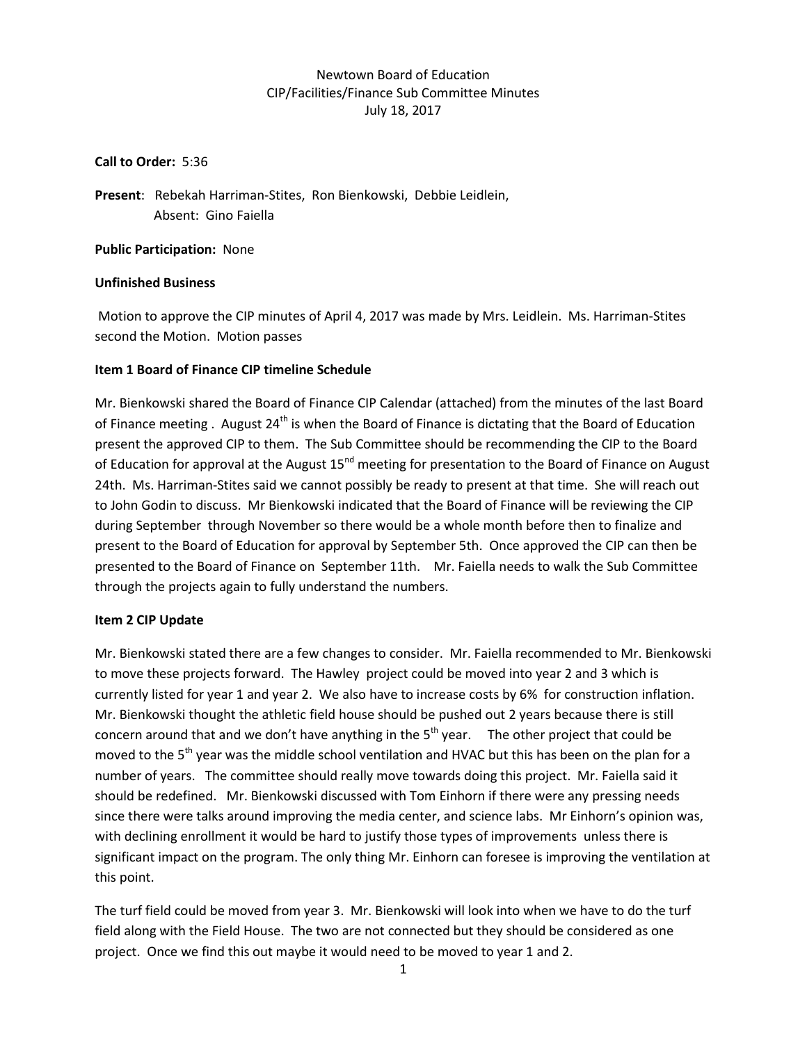Newtown Board of Education
CIP/Facilities/Finance Sub Committee Minutes
July 18, 2017

**Call to Order:** 5:36

**Present**: Rebekah Harriman-Stites, Ron Bienkowski, Debbie Leidlein,
Absent: Gino Faiella

**Public Participation:** None

**Unfinished Business**

Motion to approve the CIP minutes of April 4, 2017 was made by Mrs. Leidlein. Ms. Harriman-Stites second the Motion. Motion passes

**Item 1 Board of Finance CIP timeline Schedule**

Mr. Bienkowski shared the Board of Finance CIP Calendar (attached) from the minutes of the last Board of Finance meeting . August 24th is when the Board of Finance is dictating that the Board of Education present the approved CIP to them. The Sub Committee should be recommending the CIP to the Board of Education for approval at the August 15nd meeting for presentation to the Board of Finance on August 24th. Ms. Harriman-Stites said we cannot possibly be ready to present at that time. She will reach out to John Godin to discuss. Mr Bienkowski indicated that the Board of Finance will be reviewing the CIP during September through November so there would be a whole month before then to finalize and present to the Board of Education for approval by September 5th. Once approved the CIP can then be presented to the Board of Finance on September 11th. Mr. Faiella needs to walk the Sub Committee through the projects again to fully understand the numbers.

**Item 2 CIP Update**

Mr. Bienkowski stated there are a few changes to consider. Mr. Faiella recommended to Mr. Bienkowski to move these projects forward. The Hawley project could be moved into year 2 and 3 which is currently listed for year 1 and year 2. We also have to increase costs by 6% for construction inflation. Mr. Bienkowski thought the athletic field house should be pushed out 2 years because there is still concern around that and we don't have anything in the 5th year. The other project that could be moved to the 5th year was the middle school ventilation and HVAC but this has been on the plan for a number of years. The committee should really move towards doing this project. Mr. Faiella said it should be redefined. Mr. Bienkowski discussed with Tom Einhorn if there were any pressing needs since there were talks around improving the media center, and science labs. Mr Einhorn's opinion was, with declining enrollment it would be hard to justify those types of improvements unless there is significant impact on the program. The only thing Mr. Einhorn can foresee is improving the ventilation at this point.

The turf field could be moved from year 3. Mr. Bienkowski will look into when we have to do the turf field along with the Field House. The two are not connected but they should be considered as one project. Once we find this out maybe it would need to be moved to year 1 and 2.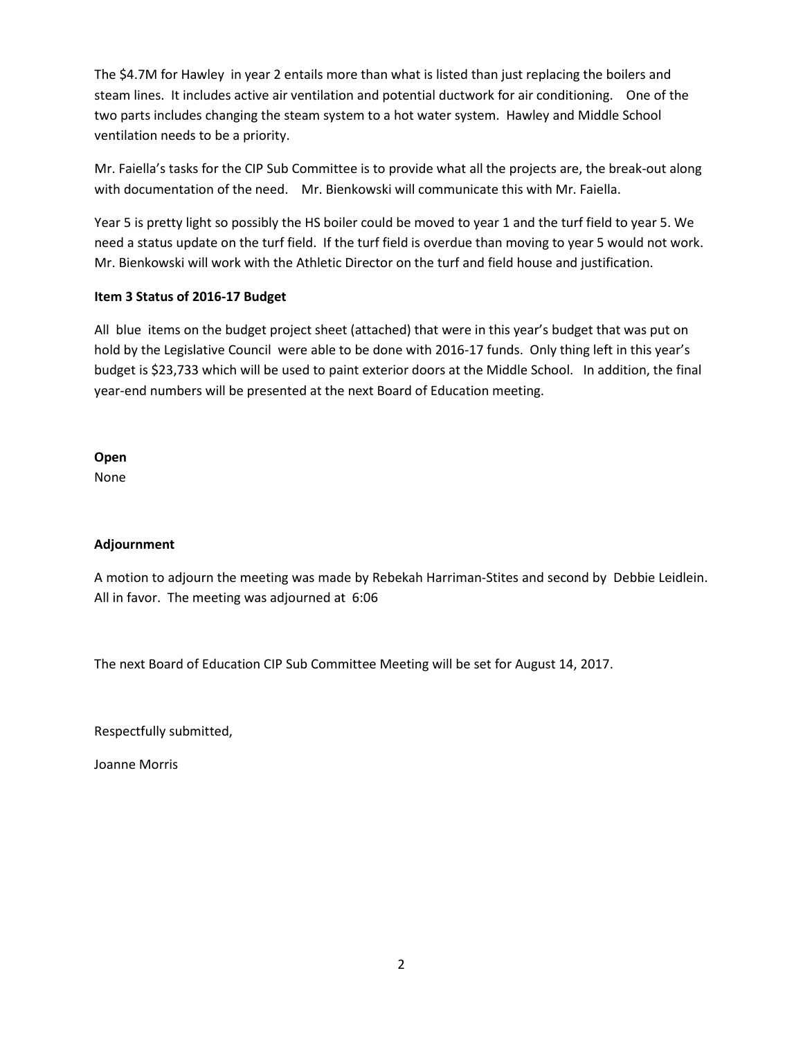The $4.7M for Hawley in year 2 entails more than what is listed than just replacing the boilers and steam lines. It includes active air ventilation and potential ductwork for air conditioning. One of the two parts includes changing the steam system to a hot water system. Hawley and Middle School ventilation needs to be a priority.

Mr. Faiella's tasks for the CIP Sub Committee is to provide what all the projects are, the break-out along with documentation of the need. Mr. Bienkowski will communicate this with Mr. Faiella.

Year 5 is pretty light so possibly the HS boiler could be moved to year 1 and the turf field to year 5. We need a status update on the turf field. If the turf field is overdue than moving to year 5 would not work. Mr. Bienkowski will work with the Athletic Director on the turf and field house and justification.

**Item 3 Status of 2016-17 Budget**

All blue items on the budget project sheet (attached) that were in this year's budget that was put on hold by the Legislative Council were able to be done with 2016-17 funds. Only thing left in this year's budget is $23,733 which will be used to paint exterior doors at the Middle School. In addition, the final year-end numbers will be presented at the next Board of Education meeting.

**Open**

None

**Adjournment**

A motion to adjourn the meeting was made by Rebekah Harriman-Stites and second by Debbie Leidlein. All in favor. The meeting was adjourned at 6:06

The next Board of Education CIP Sub Committee Meeting will be set for August 14, 2017.

Respectfully submitted,

Joanne Morris